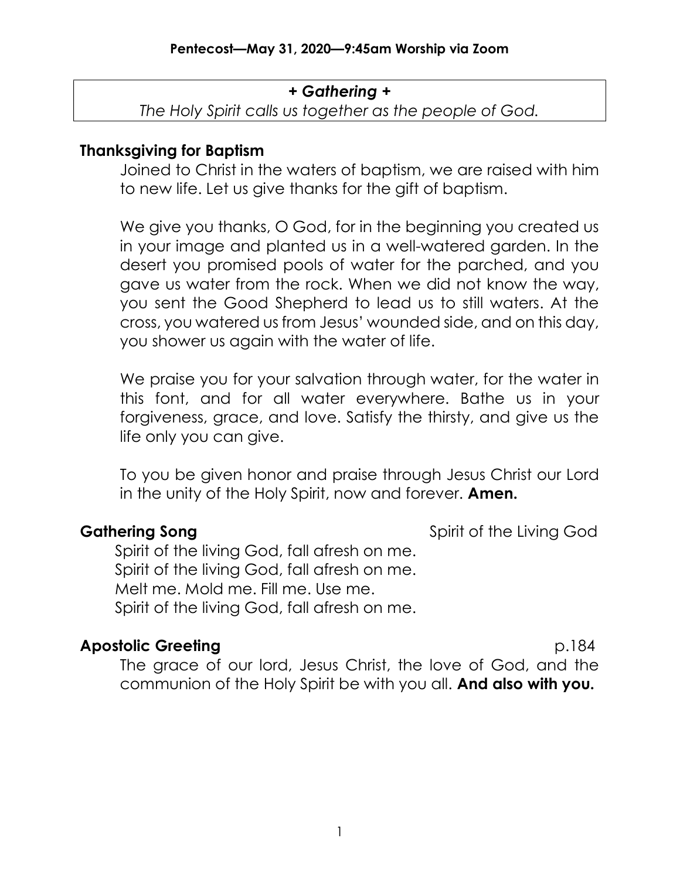**Pentecost—May 31, 2020—9:45am Worship via Zoom**

## *+ Gathering +*

*The Holy Spirit calls us together as the people of God.*

### Thanksgiving for Baptism

Joined to Christ in the waters of baptism, we are raised with him to new life. Let us give thanks for the gift of baptism.

We give you thanks, O God, for in the beginning you created us in your image and planted us in a well-watered garden. In the desert you promised pools of water for the parched, and you gave us water from the rock. When we did not know the way, you sent the Good Shepherd to lead us to still waters. At the cross, you watered us from Jesus' wounded side, and on this day, you shower us again with the water of life.

We praise you for your salvation through water, for the water in this font, and for all water everywhere. Bathe us in your forgiveness, grace, and love. Satisfy the thirsty, and give us the life only you can give.

To you be given honor and praise through Jesus Christ our Lord in the unity of the Holy Spirit, now and forever. **Amen.**

### Gathering Song — Spirit of the Living God

Spirit of the living God, fall afresh on me.
Spirit of the living God, fall afresh on me.
Melt me. Mold me. Fill me. Use me.
Spirit of the living God, fall afresh on me.

### Apostolic Greeting — p.184

The grace of our lord, Jesus Christ, the love of God, and the communion of the Holy Spirit be with you all. **And also with you.**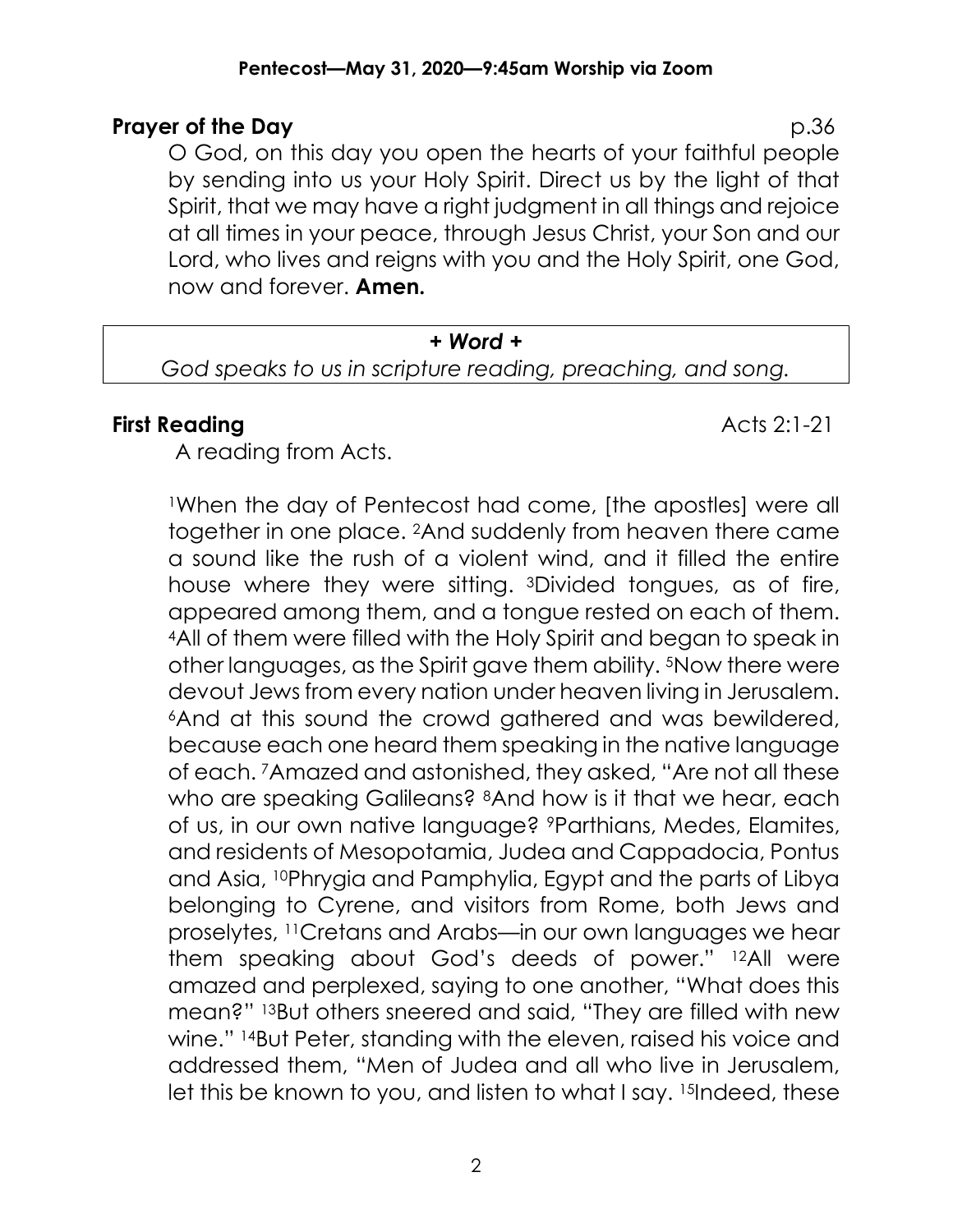**Pentecost—May 31, 2020—9:45am Worship via Zoom**

**Prayer of the Day** p.36

O God, on this day you open the hearts of your faithful people by sending into us your Holy Spirit. Direct us by the light of that Spirit, that we may have a right judgment in all things and rejoice at all times in your peace, through Jesus Christ, your Son and our Lord, who lives and reigns with you and the Holy Spirit, one God, now and forever. **Amen.**

***+ Word +***

*God speaks to us in scripture reading, preaching, and song.*

**First Reading** Acts 2:1-21

A reading from Acts.

[1]When the day of Pentecost had come, [the apostles] were all together in one place. [2]And suddenly from heaven there came a sound like the rush of a violent wind, and it filled the entire house where they were sitting. [3]Divided tongues, as of fire, appeared among them, and a tongue rested on each of them. [4]All of them were filled with the Holy Spirit and began to speak in other languages, as the Spirit gave them ability. [5]Now there were devout Jews from every nation under heaven living in Jerusalem. [6]And at this sound the crowd gathered and was bewildered, because each one heard them speaking in the native language of each. [7]Amazed and astonished, they asked, "Are not all these who are speaking Galileans? [8]And how is it that we hear, each of us, in our own native language? [9]Parthians, Medes, Elamites, and residents of Mesopotamia, Judea and Cappadocia, Pontus and Asia, [10]Phrygia and Pamphylia, Egypt and the parts of Libya belonging to Cyrene, and visitors from Rome, both Jews and proselytes, [11]Cretans and Arabs—in our own languages we hear them speaking about God's deeds of power." [12]All were amazed and perplexed, saying to one another, "What does this mean?" [13]But others sneered and said, "They are filled with new wine." [14]But Peter, standing with the eleven, raised his voice and addressed them, "Men of Judea and all who live in Jerusalem, let this be known to you, and listen to what I say. [15]Indeed, these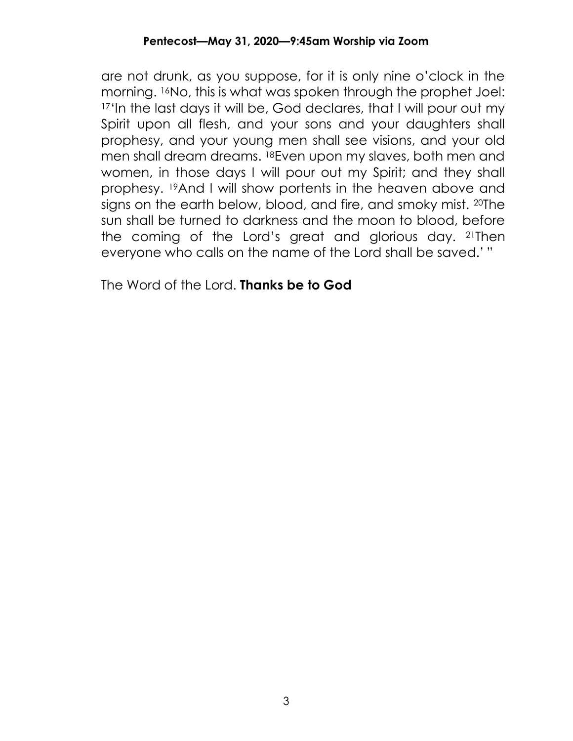are not drunk, as you suppose, for it is only nine o'clock in the morning. [16]No, this is what was spoken through the prophet Joel: [17]'In the last days it will be, God declares, that I will pour out my Spirit upon all flesh, and your sons and your daughters shall prophesy, and your young men shall see visions, and your old men shall dream dreams. [18]Even upon my slaves, both men and women, in those days I will pour out my Spirit; and they shall prophesy. [19]And I will show portents in the heaven above and signs on the earth below, blood, and fire, and smoky mist. [20]The sun shall be turned to darkness and the moon to blood, before the coming of the Lord's great and glorious day. [21]Then everyone who calls on the name of the Lord shall be saved.' "

The Word of the Lord. **Thanks be to God**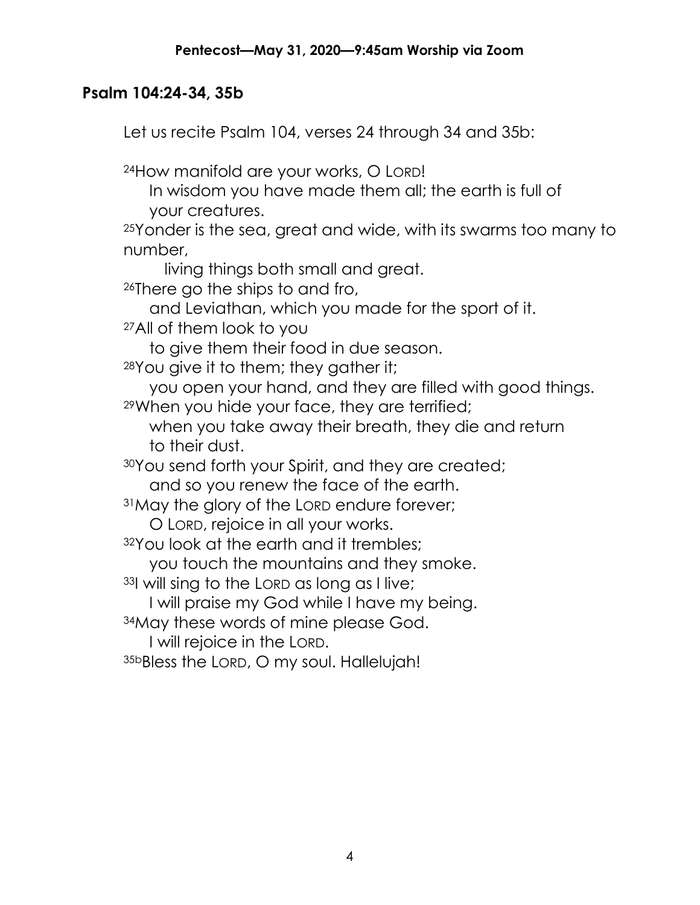## Psalm 104:24-34, 35b

Let us recite Psalm 104, verses 24 through 34 and 35b:

24How manifold are your works, O LORD!
In wisdom you have made them all; the earth is full of your creatures.
25Yonder is the sea, great and wide, with its swarms too many to number,
living things both small and great.
26There go the ships to and fro,
and Leviathan, which you made for the sport of it.
27All of them look to you
to give them their food in due season.
28You give it to them; they gather it;
you open your hand, and they are filled with good things.
29When you hide your face, they are terrified;
when you take away their breath, they die and return to their dust.
30You send forth your Spirit, and they are created;
and so you renew the face of the earth.
31May the glory of the LORD endure forever;
O LORD, rejoice in all your works.
32You look at the earth and it trembles;
you touch the mountains and they smoke.
33I will sing to the LORD as long as I live;
I will praise my God while I have my being.
34May these words of mine please God.
I will rejoice in the LORD.
35bBless the LORD, O my soul. Hallelujah!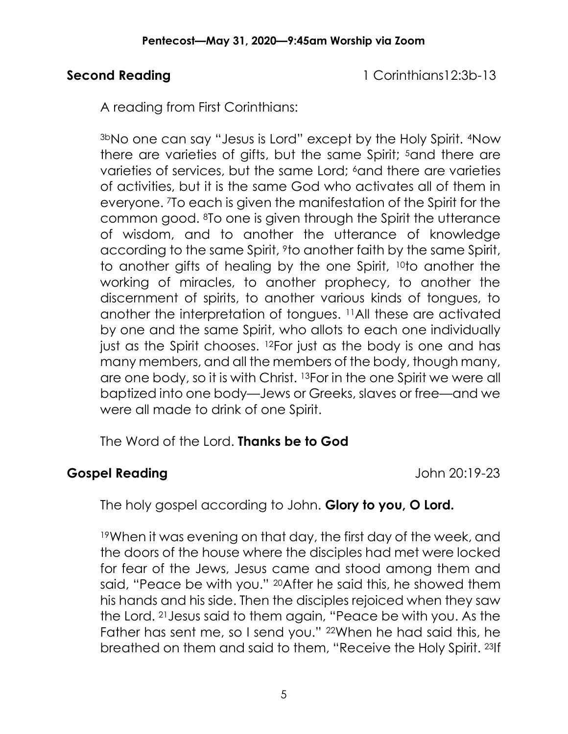**Second Reading** 1 Corinthians12:3b-13

A reading from First Corinthians:

[3b]No one can say "Jesus is Lord" except by the Holy Spirit. [4]Now there are varieties of gifts, but the same Spirit; [5]and there are varieties of services, but the same Lord; [6]and there are varieties of activities, but it is the same God who activates all of them in everyone. [7]To each is given the manifestation of the Spirit for the common good. [8]To one is given through the Spirit the utterance of wisdom, and to another the utterance of knowledge according to the same Spirit, [9]to another faith by the same Spirit, to another gifts of healing by the one Spirit, [10]to another the working of miracles, to another prophecy, to another the discernment of spirits, to another various kinds of tongues, to another the interpretation of tongues. [11]All these are activated by one and the same Spirit, who allots to each one individually just as the Spirit chooses. [12]For just as the body is one and has many members, and all the members of the body, though many, are one body, so it is with Christ. [13]For in the one Spirit we were all baptized into one body—Jews or Greeks, slaves or free—and we were all made to drink of one Spirit.

The Word of the Lord. **Thanks be to God**

**Gospel Reading** John 20:19-23

The holy gospel according to John. **Glory to you, O Lord.**

[19]When it was evening on that day, the first day of the week, and the doors of the house where the disciples had met were locked for fear of the Jews, Jesus came and stood among them and said, "Peace be with you." [20]After he said this, he showed them his hands and his side. Then the disciples rejoiced when they saw the Lord. [21]Jesus said to them again, "Peace be with you. As the Father has sent me, so I send you." [22]When he had said this, he breathed on them and said to them, "Receive the Holy Spirit. [23]If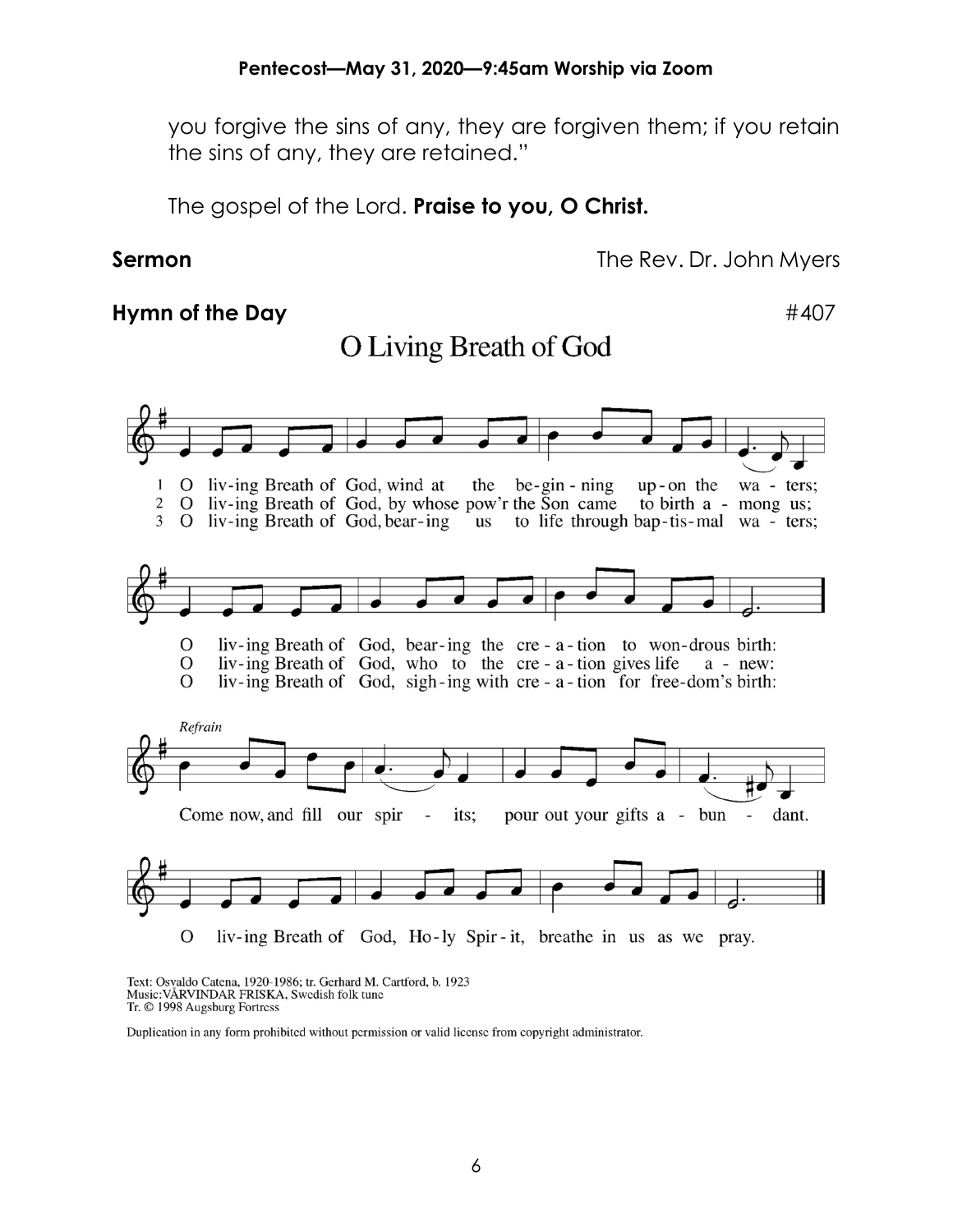you forgive the sins of any, they are forgiven them; if you retain the sins of any, they are retained."

The gospel of the Lord. **Praise to you, O Christ.**

**Sermon** The Rev. Dr. John Myers

**Hymn of the Day** #407

## O Living Breath of God

1 O liv-ing Breath of God, wind at the be-gin-ning up-on the wa-ters;
O liv-ing Breath of God, bear-ing the cre-a-tion to won-drous birth:

2 O liv-ing Breath of God, by whose pow'r the Son came to birth a-mong us;
O liv-ing Breath of God, who to the cre-a-tion gives life a-new:

3 O liv-ing Breath of God, bear-ing us to life through bap-tis-mal wa-ters;
O liv-ing Breath of God, sigh-ing with cre-a-tion for free-dom's birth:

*Refrain*
Come now, and fill our spir-its; pour out your gifts a-bun-dant.
O liv-ing Breath of God, Ho-ly Spir-it, breathe in us as we pray.

Text: Osvaldo Catena, 1920-1986; tr. Gerhard M. Cartford, b. 1923
Music: VÅRVINDAR FRISKA, Swedish folk tune
Tr. © 1998 Augsburg Fortress

Duplication in any form prohibited without permission or valid license from copyright administrator.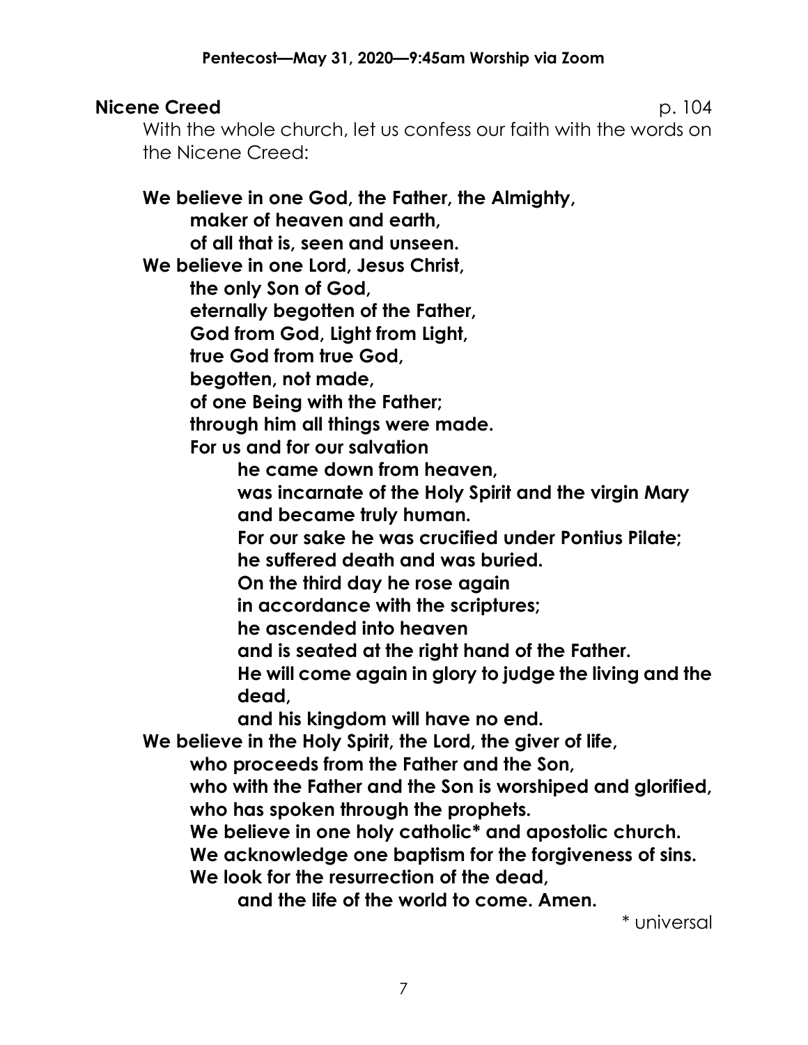**Nicene Creed** p. 104

With the whole church, let us confess our faith with the words on the Nicene Creed:

**We believe in one God, the Father, the Almighty,**
**maker of heaven and earth,**
**of all that is, seen and unseen.**
**We believe in one Lord, Jesus Christ,**
**the only Son of God,**
**eternally begotten of the Father,**
**God from God, Light from Light,**
**true God from true God,**
**begotten, not made,**
**of one Being with the Father;**
**through him all things were made.**
**For us and for our salvation**
**he came down from heaven,**
**was incarnate of the Holy Spirit and the virgin Mary and became truly human.**
**For our sake he was crucified under Pontius Pilate;**
**he suffered death and was buried.**
**On the third day he rose again**
**in accordance with the scriptures;**
**he ascended into heaven**
**and is seated at the right hand of the Father.**
**He will come again in glory to judge the living and the dead,**
**and his kingdom will have no end.**
**We believe in the Holy Spirit, the Lord, the giver of life,**
**who proceeds from the Father and the Son,**
**who with the Father and the Son is worshiped and glorified,**
**who has spoken through the prophets.**
**We believe in one holy catholic* and apostolic church.**
**We acknowledge one baptism for the forgiveness of sins.**
**We look for the resurrection of the dead,**
**and the life of the world to come. Amen.**

\* universal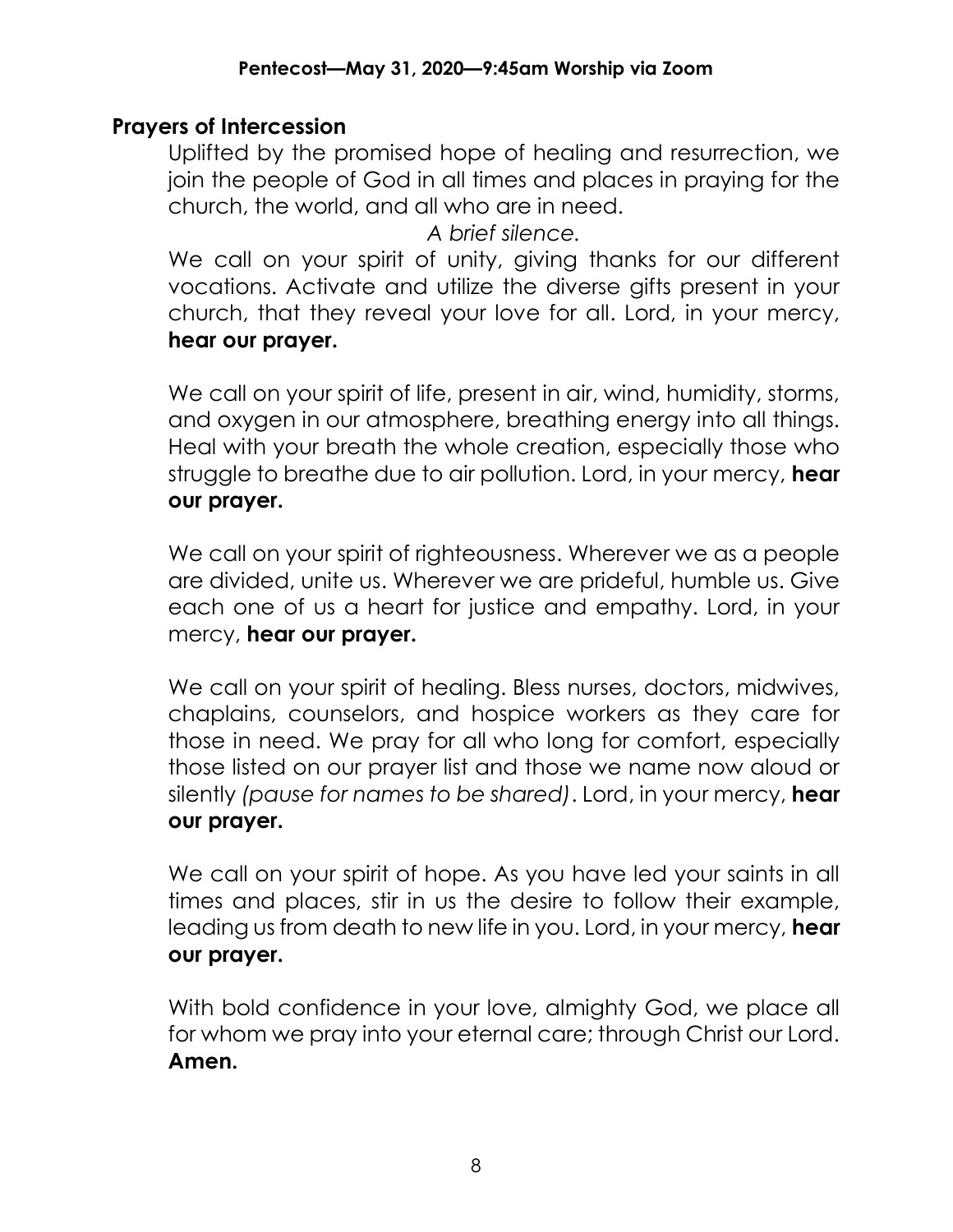## Prayers of Intercession

Uplifted by the promised hope of healing and resurrection, we join the people of God in all times and places in praying for the church, the world, and all who are in need.

*A brief silence.*

We call on your spirit of unity, giving thanks for our different vocations. Activate and utilize the diverse gifts present in your church, that they reveal your love for all. Lord, in your mercy, **hear our prayer.**

We call on your spirit of life, present in air, wind, humidity, storms, and oxygen in our atmosphere, breathing energy into all things. Heal with your breath the whole creation, especially those who struggle to breathe due to air pollution. Lord, in your mercy, **hear our prayer.**

We call on your spirit of righteousness. Wherever we as a people are divided, unite us. Wherever we are prideful, humble us. Give each one of us a heart for justice and empathy. Lord, in your mercy, **hear our prayer.**

We call on your spirit of healing. Bless nurses, doctors, midwives, chaplains, counselors, and hospice workers as they care for those in need. We pray for all who long for comfort, especially those listed on our prayer list and those we name now aloud or silently *(pause for names to be shared)*. Lord, in your mercy, **hear our prayer.**

We call on your spirit of hope. As you have led your saints in all times and places, stir in us the desire to follow their example, leading us from death to new life in you. Lord, in your mercy, **hear our prayer.**

With bold confidence in your love, almighty God, we place all for whom we pray into your eternal care; through Christ our Lord. **Amen.**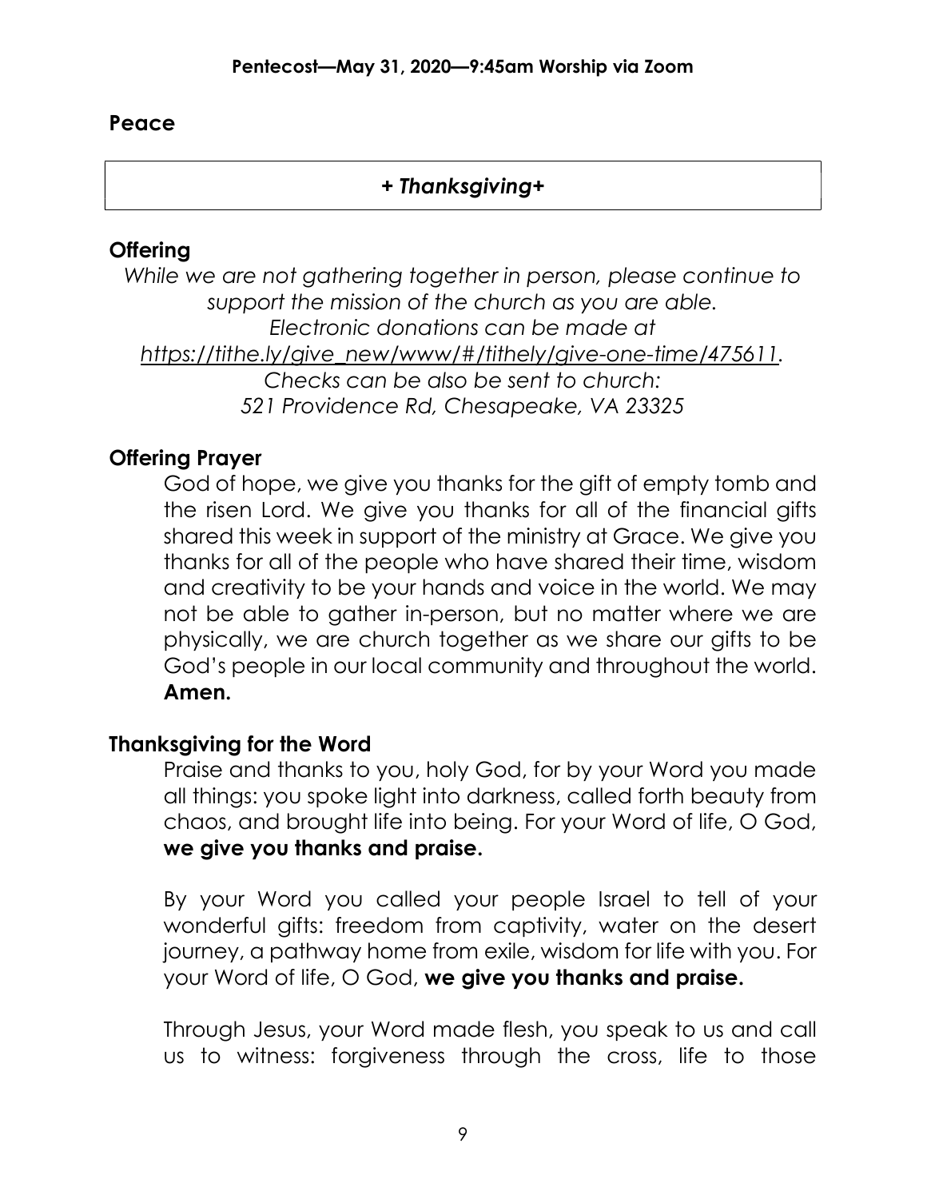## Peace

### *+ Thanksgiving+*

## Offering

*While we are not gathering together in person, please continue to support the mission of the church as you are able. Electronic donations can be made at [https://tithe.ly/give_new/www/#/tithely/give-one-time/475611](https://tithe.ly/give_new/www/#/tithely/give-one-time/475611). Checks can be also be sent to church: 521 Providence Rd, Chesapeake, VA 23325*

## Offering Prayer

God of hope, we give you thanks for the gift of empty tomb and the risen Lord. We give you thanks for all of the financial gifts shared this week in support of the ministry at Grace. We give you thanks for all of the people who have shared their time, wisdom and creativity to be your hands and voice in the world. We may not be able to gather in-person, but no matter where we are physically, we are church together as we share our gifts to be God's people in our local community and throughout the world. **Amen.**

## Thanksgiving for the Word

Praise and thanks to you, holy God, for by your Word you made all things: you spoke light into darkness, called forth beauty from chaos, and brought life into being. For your Word of life, O God, **we give you thanks and praise.**

By your Word you called your people Israel to tell of your wonderful gifts: freedom from captivity, water on the desert journey, a pathway home from exile, wisdom for life with you. For your Word of life, O God, **we give you thanks and praise.**

Through Jesus, your Word made flesh, you speak to us and call us to witness: forgiveness through the cross, life to those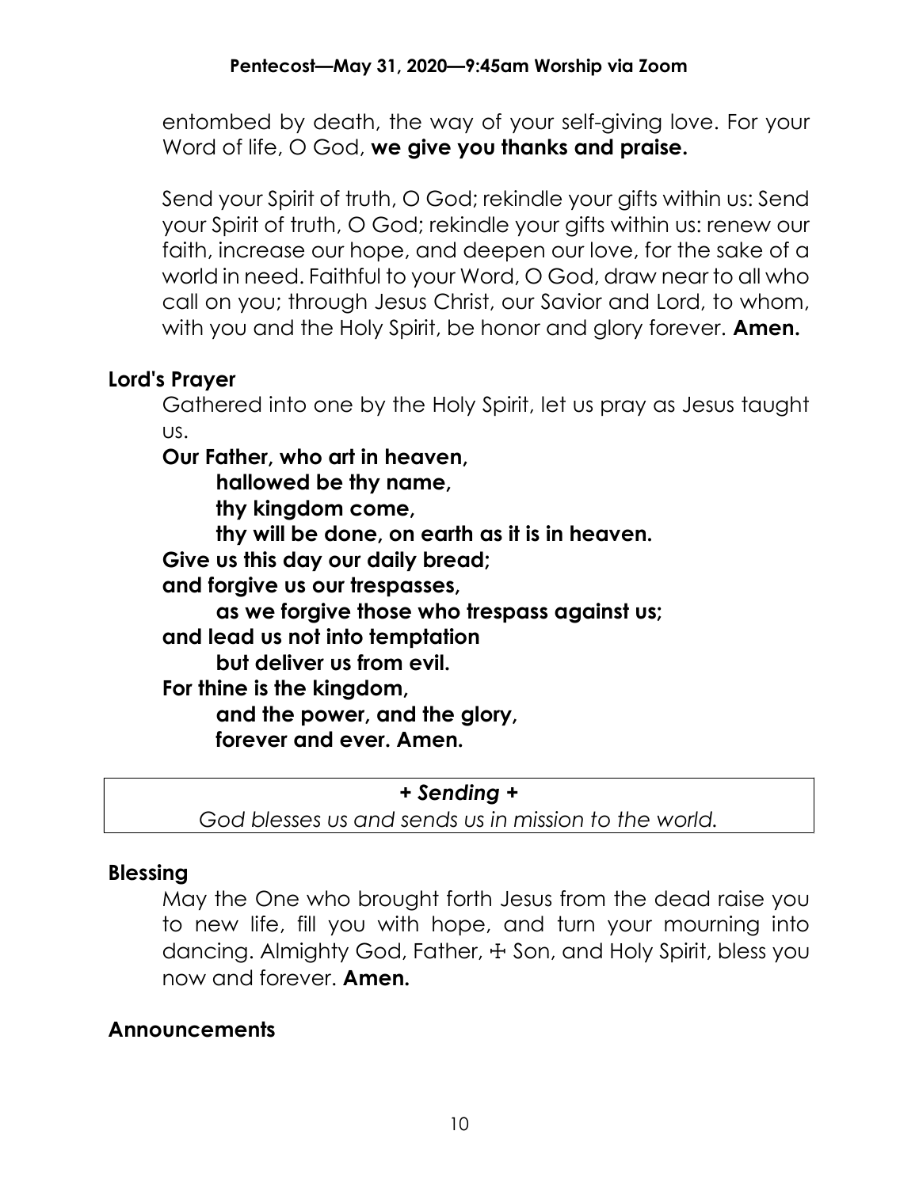entombed by death, the way of your self-giving love. For your Word of life, O God, **we give you thanks and praise.**

Send your Spirit of truth, O God; rekindle your gifts within us: Send your Spirit of truth, O God; rekindle your gifts within us: renew our faith, increase our hope, and deepen our love, for the sake of a world in need. Faithful to your Word, O God, draw near to all who call on you; through Jesus Christ, our Savior and Lord, to whom, with you and the Holy Spirit, be honor and glory forever. **Amen.**

## Lord's Prayer

Gathered into one by the Holy Spirit, let us pray as Jesus taught us.

**Our Father, who art in heaven,**
**hallowed be thy name,**
**thy kingdom come,**
**thy will be done, on earth as it is in heaven.**
**Give us this day our daily bread;**
**and forgive us our trespasses,**
**as we forgive those who trespass against us;**
**and lead us not into temptation**
**but deliver us from evil.**
**For thine is the kingdom,**
**and the power, and the glory,**
**forever and ever. Amen.**

***+ Sending +***

*God blesses us and sends us in mission to the world.*

## Blessing

May the One who brought forth Jesus from the dead raise you to new life, fill you with hope, and turn your mourning into dancing. Almighty God, Father, ☩ Son, and Holy Spirit, bless you now and forever. **Amen.**

## Announcements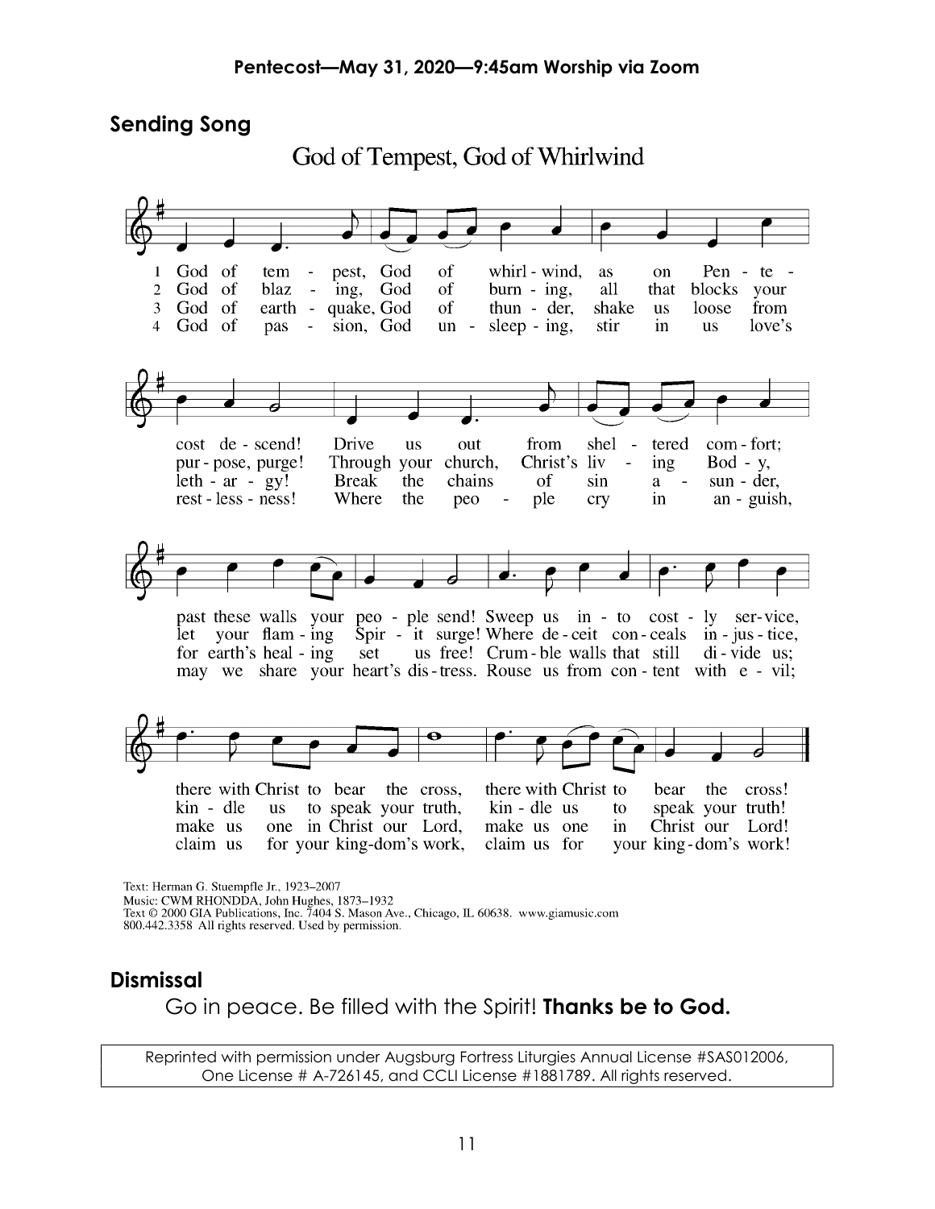## Sending Song

### God of Tempest, God of Whirlwind

1 God of tempest, God of whirlwind, as on Pentecost descend! Drive us out from sheltered comfort; past these walls your people send! Sweep us into costly service, there with Christ to bear the cross, there with Christ to bear the cross!

2 God of blazing, God of burning, all that blocks your purpose, purge! Through your church, Christ's living Body, let your flaming Spirit surge! Where deceit conceals injustice, kindle us to speak your truth, kindle us to speak your truth!

3 God of earthquake, God of thunder, shake us loose from lethargy! Break the chains of sin asunder, for earth's healing set us free! Crumble walls that still divide us; make us one in Christ our Lord, make us one in Christ our Lord!

4 God of passion, God unsleeping, stir in us love's restlessness! Where the people cry in anguish, may we share your heart's distress. Rouse us from content with evil; claim us for your kingdom's work, claim us for your kingdom's work!

Text: Herman G. Stuempfle Jr., 1923–2007
Music: CWM RHONDDA, John Hughes, 1873–1932
Text © 2000 GIA Publications, Inc. 7404 S. Mason Ave., Chicago, IL 60638. www.giamusic.com
800.442.3358 All rights reserved. Used by permission.

## Dismissal

Go in peace. Be filled with the Spirit! **Thanks be to God.**

Reprinted with permission under Augsburg Fortress Liturgies Annual License #SAS012006, One License # A-726145, and CCLI License #1881789. All rights reserved.